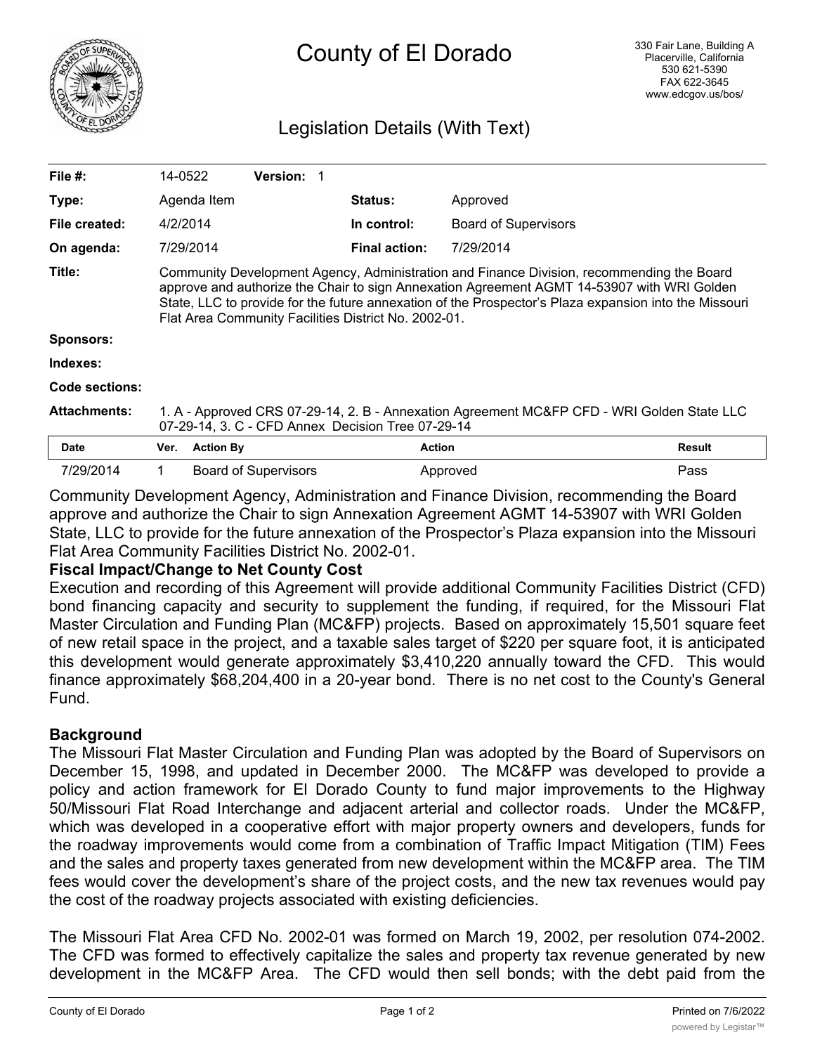# County of El Dorado

330 Fair Lane, Building A
Placerville, California
530 621-5390
FAX 622-3645
www.edcgov.us/bos/

## Legislation Details (With Text)

| | | | |
|---|---|---|---|
| **File #:** | 14-0522 **Version:** 1 | | |
| **Type:** | Agenda Item | **Status:** | Approved |
| **File created:** | 4/2/2014 | **In control:** | Board of Supervisors |
| **On agenda:** | 7/29/2014 | **Final action:** | 7/29/2014 |

**Title:** Community Development Agency, Administration and Finance Division, recommending the Board approve and authorize the Chair to sign Annexation Agreement AGMT 14-53907 with WRI Golden State, LLC to provide for the future annexation of the Prospector's Plaza expansion into the Missouri Flat Area Community Facilities District No. 2002-01.

**Sponsors:**

**Indexes:**

**Code sections:**

**Attachments:** 1. A - Approved CRS 07-29-14, 2. B - Annexation Agreement MC&FP CFD - WRI Golden State LLC 07-29-14, 3. C - CFD Annex Decision Tree 07-29-14

| Date | Ver. | Action By | Action | Result |
|---|---|---|---|---|
| 7/29/2014 | 1 | Board of Supervisors | Approved | Pass |

Community Development Agency, Administration and Finance Division, recommending the Board approve and authorize the Chair to sign Annexation Agreement AGMT 14-53907 with WRI Golden State, LLC to provide for the future annexation of the Prospector's Plaza expansion into the Missouri Flat Area Community Facilities District No. 2002-01.

**Fiscal Impact/Change to Net County Cost**

Execution and recording of this Agreement will provide additional Community Facilities District (CFD) bond financing capacity and security to supplement the funding, if required, for the Missouri Flat Master Circulation and Funding Plan (MC&FP) projects. Based on approximately 15,501 square feet of new retail space in the project, and a taxable sales target of $220 per square foot, it is anticipated this development would generate approximately $3,410,220 annually toward the CFD. This would finance approximately $68,204,400 in a 20-year bond. There is no net cost to the County's General Fund.

**Background**

The Missouri Flat Master Circulation and Funding Plan was adopted by the Board of Supervisors on December 15, 1998, and updated in December 2000. The MC&FP was developed to provide a policy and action framework for El Dorado County to fund major improvements to the Highway 50/Missouri Flat Road Interchange and adjacent arterial and collector roads. Under the MC&FP, which was developed in a cooperative effort with major property owners and developers, funds for the roadway improvements would come from a combination of Traffic Impact Mitigation (TIM) Fees and the sales and property taxes generated from new development within the MC&FP area. The TIM fees would cover the development's share of the project costs, and the new tax revenues would pay the cost of the roadway projects associated with existing deficiencies.

The Missouri Flat Area CFD No. 2002-01 was formed on March 19, 2002, per resolution 074-2002. The CFD was formed to effectively capitalize the sales and property tax revenue generated by new development in the MC&FP Area. The CFD would then sell bonds; with the debt paid from the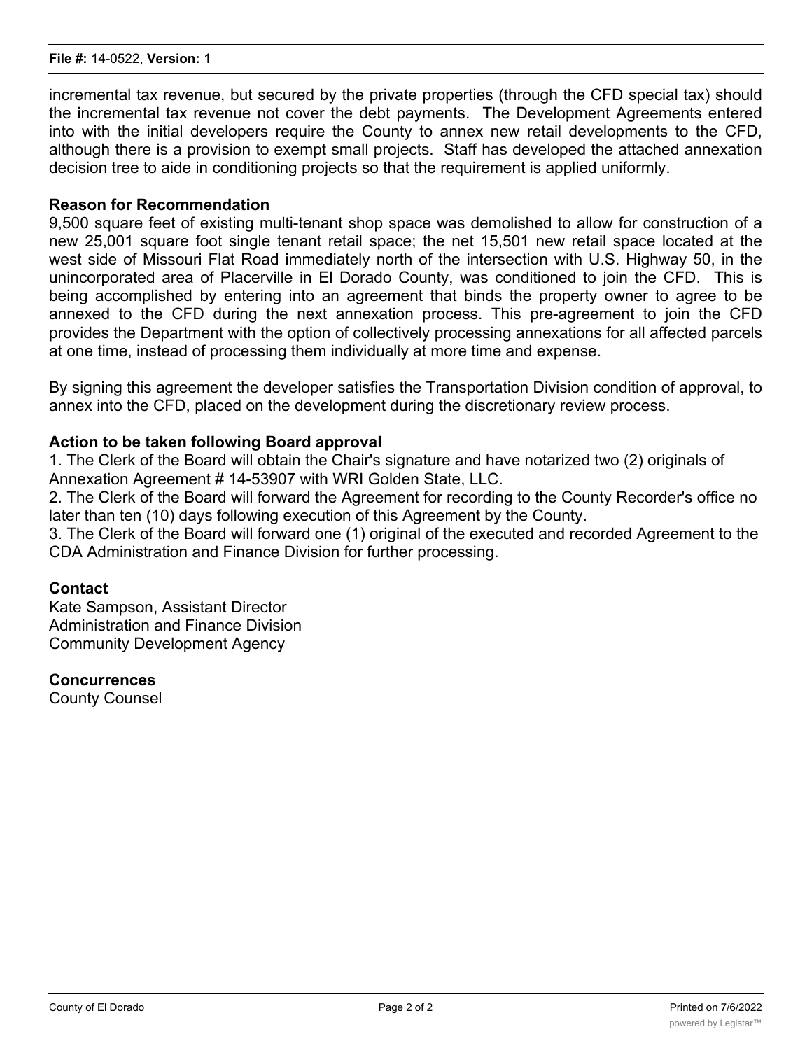incremental tax revenue, but secured by the private properties (through the CFD special tax) should the incremental tax revenue not cover the debt payments. The Development Agreements entered into with the initial developers require the County to annex new retail developments to the CFD, although there is a provision to exempt small projects. Staff has developed the attached annexation decision tree to aide in conditioning projects so that the requirement is applied uniformly.

**Reason for Recommendation**

9,500 square feet of existing multi-tenant shop space was demolished to allow for construction of a new 25,001 square foot single tenant retail space; the net 15,501 new retail space located at the west side of Missouri Flat Road immediately north of the intersection with U.S. Highway 50, in the unincorporated area of Placerville in El Dorado County, was conditioned to join the CFD. This is being accomplished by entering into an agreement that binds the property owner to agree to be annexed to the CFD during the next annexation process. This pre-agreement to join the CFD provides the Department with the option of collectively processing annexations for all affected parcels at one time, instead of processing them individually at more time and expense.

By signing this agreement the developer satisfies the Transportation Division condition of approval, to annex into the CFD, placed on the development during the discretionary review process.

**Action to be taken following Board approval**

1. The Clerk of the Board will obtain the Chair's signature and have notarized two (2) originals of Annexation Agreement # 14-53907 with WRI Golden State, LLC.
2. The Clerk of the Board will forward the Agreement for recording to the County Recorder's office no later than ten (10) days following execution of this Agreement by the County.
3. The Clerk of the Board will forward one (1) original of the executed and recorded Agreement to the CDA Administration and Finance Division for further processing.

**Contact**

Kate Sampson, Assistant Director
Administration and Finance Division
Community Development Agency

**Concurrences**

County Counsel